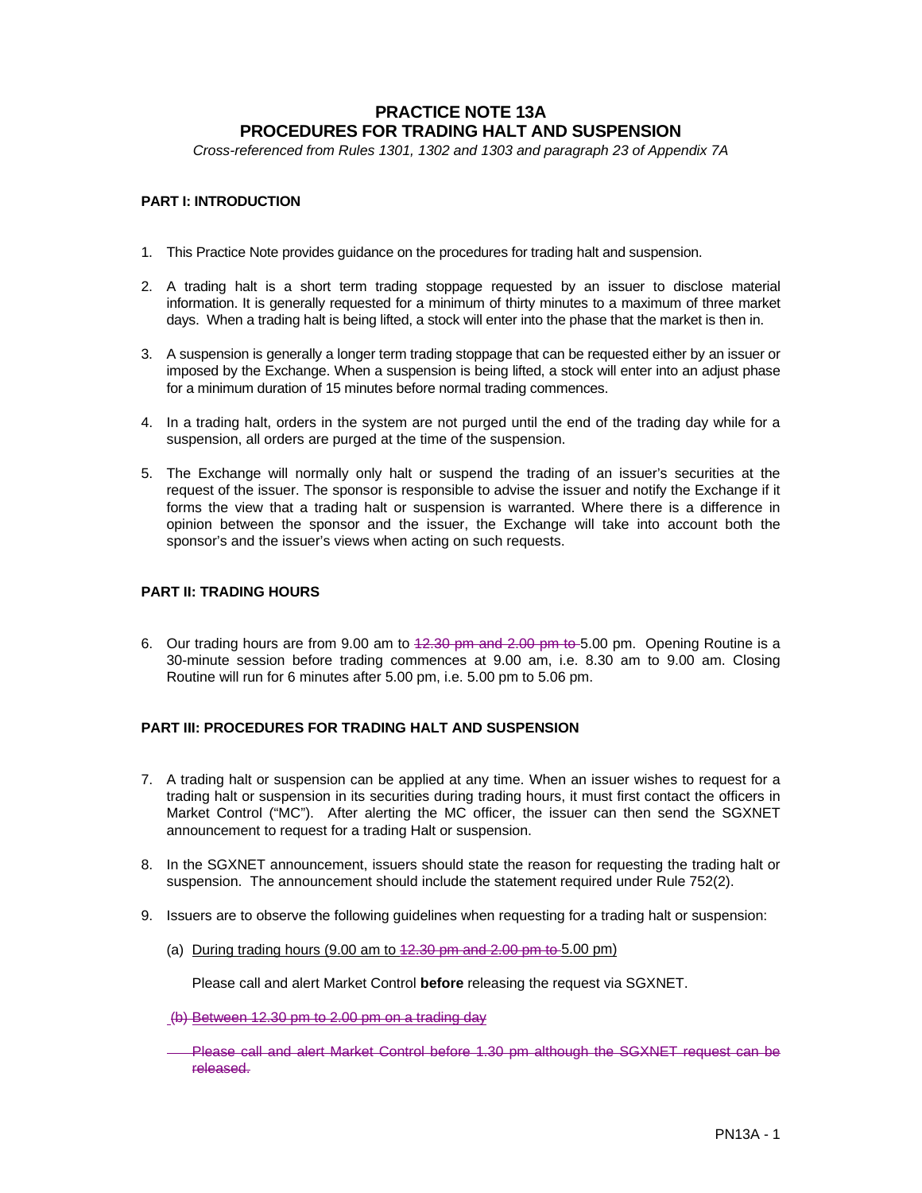# PRACTICE NOTE 13A
# PROCEDURES FOR TRADING HALT AND SUSPENSION

*Cross-referenced from Rules 1301, 1302 and 1303 and paragraph 23 of Appendix 7A*

## PART I: INTRODUCTION

1. This Practice Note provides guidance on the procedures for trading halt and suspension.

2. A trading halt is a short term trading stoppage requested by an issuer to disclose material information. It is generally requested for a minimum of thirty minutes to a maximum of three market days. When a trading halt is being lifted, a stock will enter into the phase that the market is then in.

3. A suspension is generally a longer term trading stoppage that can be requested either by an issuer or imposed by the Exchange. When a suspension is being lifted, a stock will enter into an adjust phase for a minimum duration of 15 minutes before normal trading commences.

4. In a trading halt, orders in the system are not purged until the end of the trading day while for a suspension, all orders are purged at the time of the suspension.

5. The Exchange will normally only halt or suspend the trading of an issuer's securities at the request of the issuer. The sponsor is responsible to advise the issuer and notify the Exchange if it forms the view that a trading halt or suspension is warranted. Where there is a difference in opinion between the sponsor and the issuer, the Exchange will take into account both the sponsor's and the issuer's views when acting on such requests.

## PART II: TRADING HOURS

6. Our trading hours are from 9.00 am to ~~12.30 pm and 2.00 pm to~~ 5.00 pm. Opening Routine is a 30-minute session before trading commences at 9.00 am, i.e. 8.30 am to 9.00 am. Closing Routine will run for 6 minutes after 5.00 pm, i.e. 5.00 pm to 5.06 pm.

## PART III: PROCEDURES FOR TRADING HALT AND SUSPENSION

7. A trading halt or suspension can be applied at any time. When an issuer wishes to request for a trading halt or suspension in its securities during trading hours, it must first contact the officers in Market Control ("MC"). After alerting the MC officer, the issuer can then send the SGXNET announcement to request for a trading Halt or suspension.

8. In the SGXNET announcement, issuers should state the reason for requesting the trading halt or suspension. The announcement should include the statement required under Rule 752(2).

9. Issuers are to observe the following guidelines when requesting for a trading halt or suspension:

   (a) <u>During trading hours (9.00 am to ~~12.30 pm and 2.00 pm to~~ 5.00 pm)</u>

   Please call and alert Market Control **before** releasing the request via SGXNET.

   ~~(b) Between 12.30 pm to 2.00 pm on a trading day~~

   ~~Please call and alert Market Control before 1.30 pm although the SGXNET request can be released.~~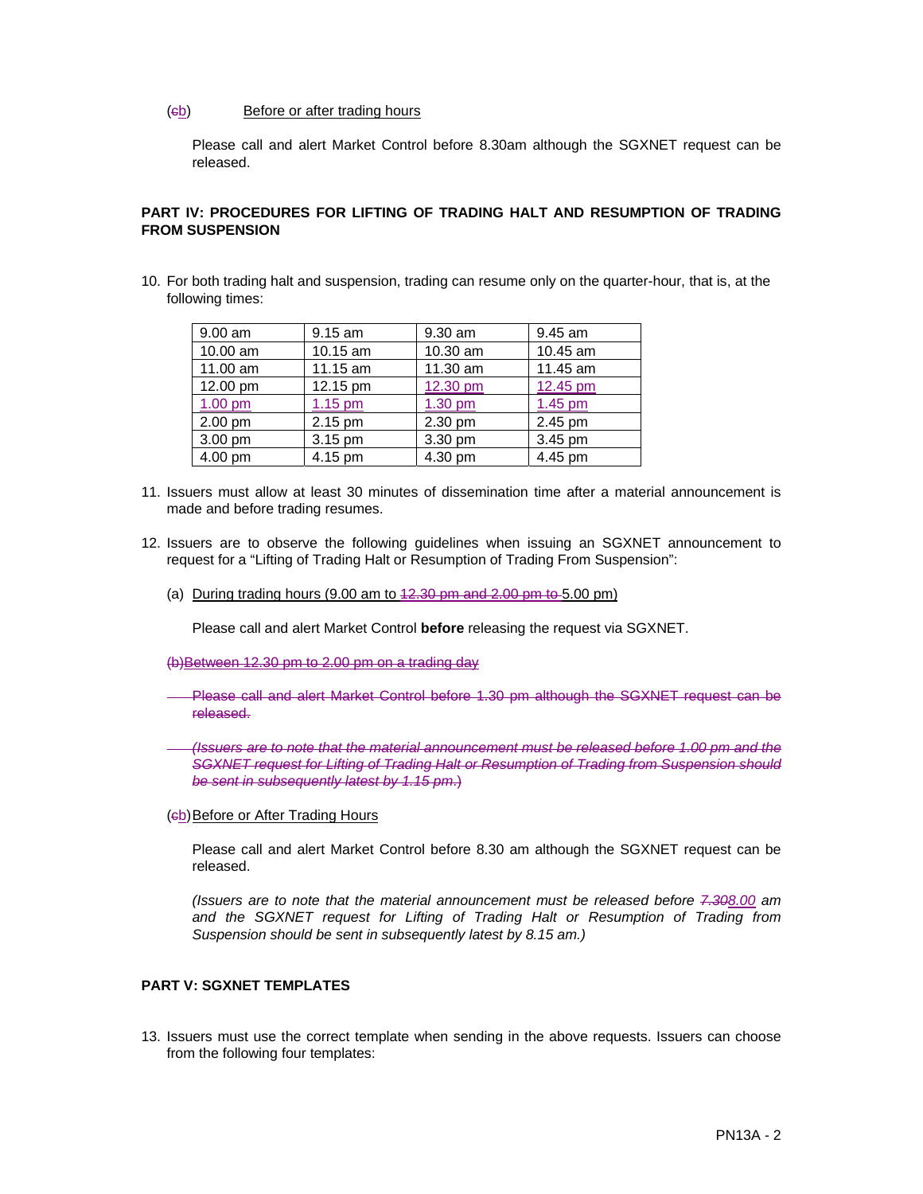(~~c~~b) Before or after trading hours

Please call and alert Market Control before 8.30am although the SGXNET request can be released.

**PART IV: PROCEDURES FOR LIFTING OF TRADING HALT AND RESUMPTION OF TRADING FROM SUSPENSION**

10. For both trading halt and suspension, trading can resume only on the quarter-hour, that is, at the following times:

| | | | |
|---|---|---|---|
| 9.00 am | 9.15 am | 9.30 am | 9.45 am |
| 10.00 am | 10.15 am | 10.30 am | 10.45 am |
| 11.00 am | 11.15 am | 11.30 am | 11.45 am |
| 12.00 pm | 12.15 pm | 12.30 pm | 12.45 pm |
| 1.00 pm | 1.15 pm | 1.30 pm | 1.45 pm |
| 2.00 pm | 2.15 pm | 2.30 pm | 2.45 pm |
| 3.00 pm | 3.15 pm | 3.30 pm | 3.45 pm |
| 4.00 pm | 4.15 pm | 4.30 pm | 4.45 pm |

11. Issuers must allow at least 30 minutes of dissemination time after a material announcement is made and before trading resumes.

12. Issuers are to observe the following guidelines when issuing an SGXNET announcement to request for a "Lifting of Trading Halt or Resumption of Trading From Suspension":

(a) During trading hours (9.00 am to ~~12.30 pm and 2.00 pm to~~ 5.00 pm)

Please call and alert Market Control **before** releasing the request via SGXNET.

~~(b) Between 12.30 pm to 2.00 pm on a trading day~~

~~Please call and alert Market Control before 1.30 pm although the SGXNET request can be released.~~

~~*(Issuers are to note that the material announcement must be released before 1.00 pm and the SGXNET request for Lifting of Trading Halt or Resumption of Trading from Suspension should be sent in subsequently latest by 1.15 pm.)*~~

(~~c~~b) Before or After Trading Hours

Please call and alert Market Control before 8.30 am although the SGXNET request can be released.

*(Issuers are to note that the material announcement must be released before ~~7.30~~8.00 am and the SGXNET request for Lifting of Trading Halt or Resumption of Trading from Suspension should be sent in subsequently latest by 8.15 am.)*

**PART V: SGXNET TEMPLATES**

13. Issuers must use the correct template when sending in the above requests. Issuers can choose from the following four templates: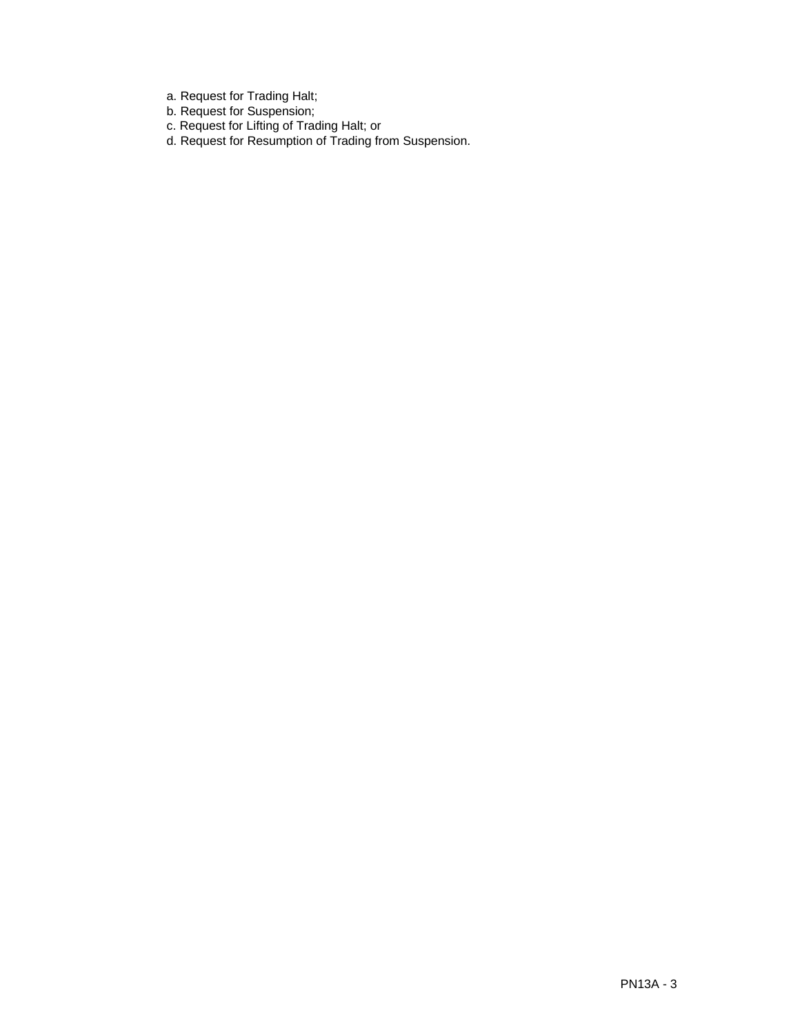a. Request for Trading Halt;
b. Request for Suspension;
c. Request for Lifting of Trading Halt; or
d. Request for Resumption of Trading from Suspension.